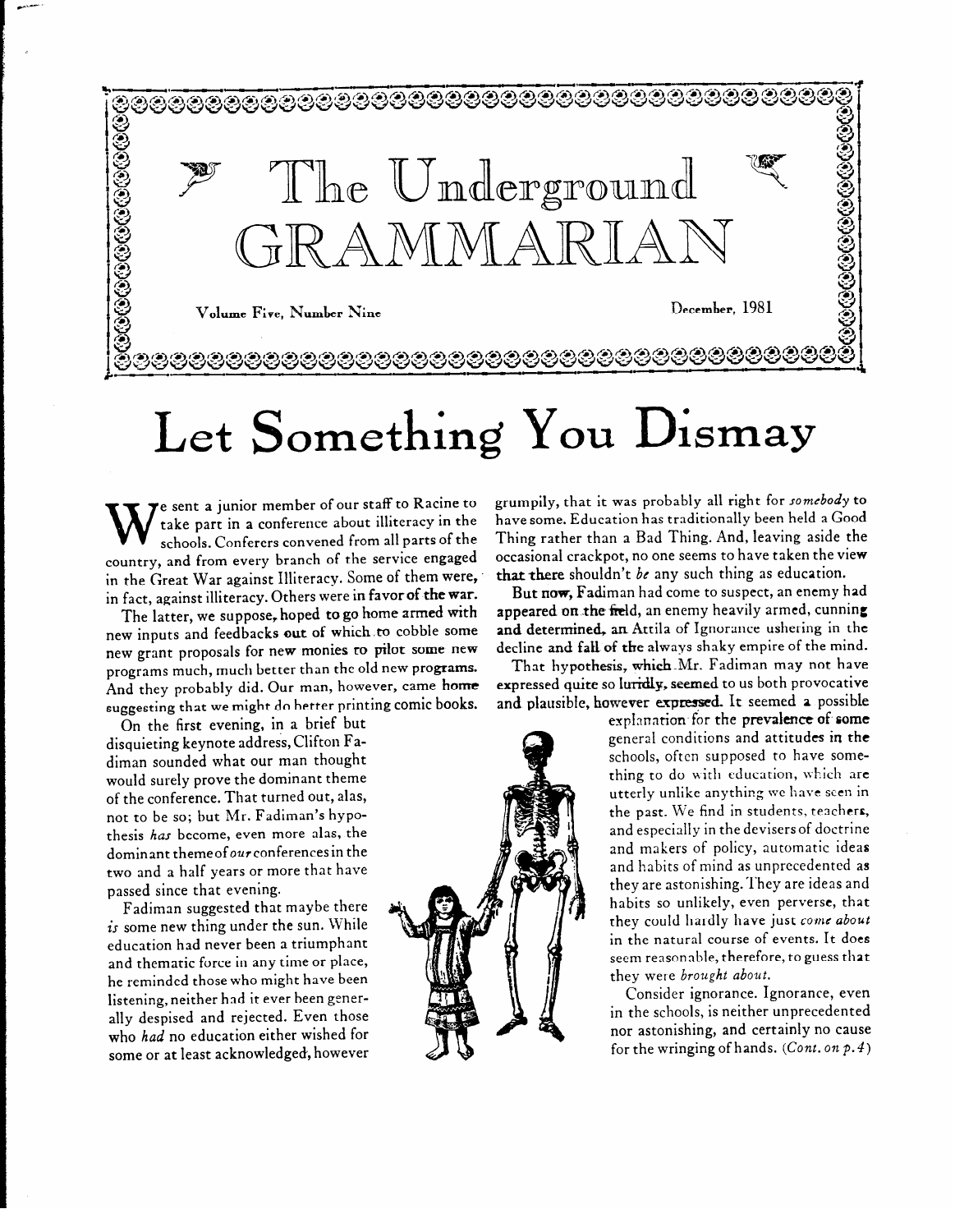# The Underground GRAMMARIAN

Volume Five, Number Nine

December, 1981

# Let Something You Dismay

We sent a junior member of our staff to Racine to take part in a conference about illiteracy in the schools. Conferers convened from all parts of the country, and from every branch of the service engaged in the Great War against Illiteracy. Some of them were, in fact, against illiteracy. Others were in favor of the war.

The latter, we suppose, hoped to go home armed with new inputs and feedbacks out of which to cobble some new grant proposals for new monies to pilot some new programs much, much better than the old new programs. And they probably did. Our man, however, came home suggesting that we might do better printing comic books.

On the first evening, in a brief but disquieting keynote address, Clifton Fadiman sounded what our man thought would surely prove the dominant theme of the conference. That turned out, alas, not to be so; but Mr. Fadiman's hypothesis *has* become, even more alas, the dominant theme of *our* conferences in the two and a half years or more that have passed since that evening.

Fadiman suggested that maybe there *is* some new thing under the sun. While education had never been a triumphant and thematic force in any time or place, he reminded those who might have been listening, neither had it ever been generally despised and rejected. Even those who *had* no education either wished for some or at least acknowledged, however grumpily, that it was probably all right for *somebody* to have some. Education has traditionally been held a Good Thing rather than a Bad Thing. And, leaving aside the occasional crackpot, no one seems to have taken the view that there shouldn't *be* any such thing as education.

But now, Fadiman had come to suspect, an enemy had appeared on the field, an enemy heavily armed, cunning and determined, an Attila of Ignorance ushering in the decline and fall of the always shaky empire of the mind.

That hypothesis, which Mr. Fadiman may not have expressed quite so luridly, seemed to us both provocative and plausible, however expressed. It seemed a possible explanation for the prevalence of some general conditions and attitudes in the schools, often supposed to have something to do with education, which are utterly unlike anything we have seen in the past. We find in students, teachers, and especially in the devisers of doctrine and makers of policy, automatic ideas and habits of mind as unprecedented as they are astonishing. They are ideas and habits so unlikely, even perverse, that they could hardly have just *come about* in the natural course of events. It does seem reasonable, therefore, to guess that they were *brought about.*

Consider ignorance. Ignorance, even in the schools, is neither unprecedented nor astonishing, and certainly no cause for the wringing of hands. (*Cont. on p. 4*)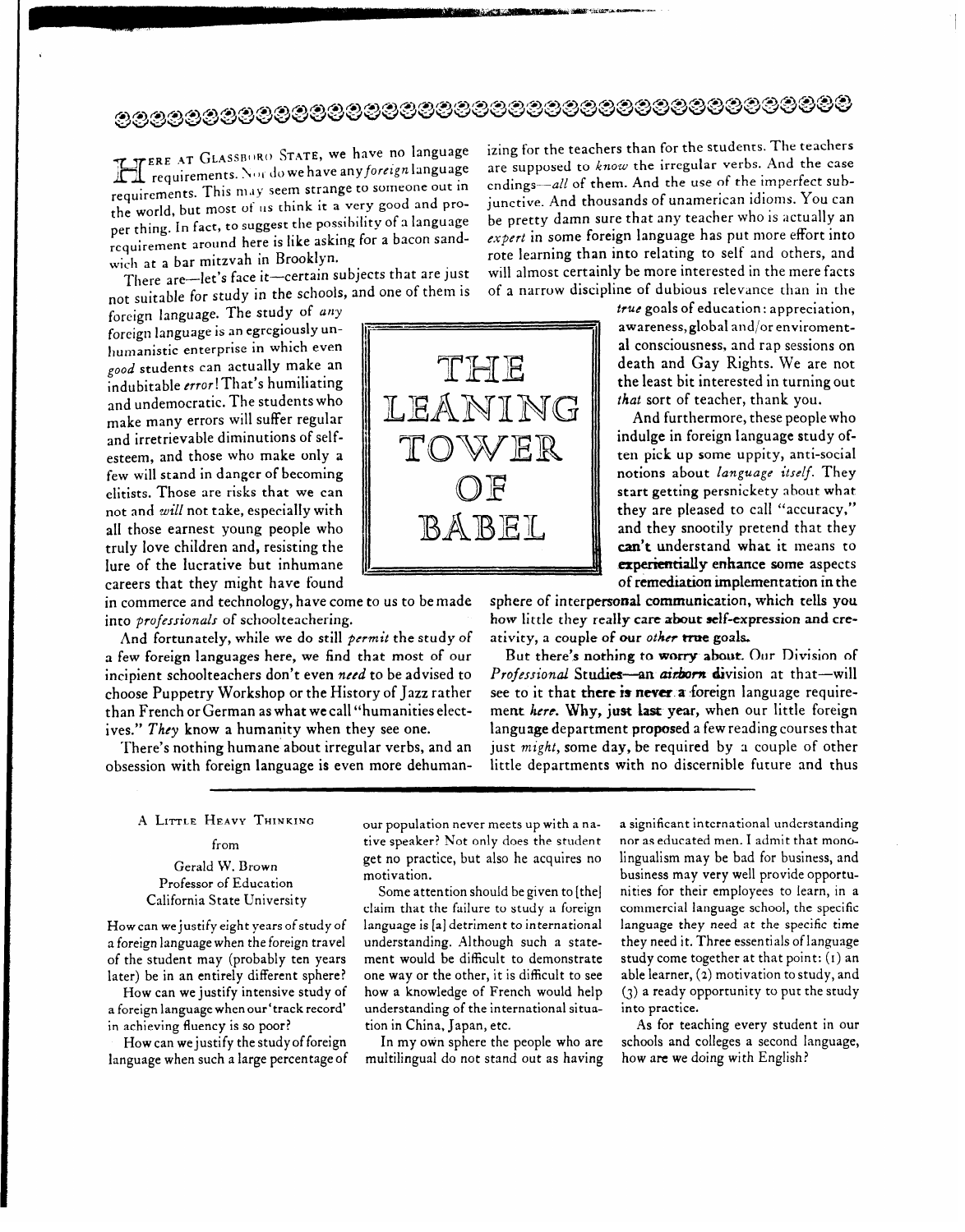# THE LEANING TOWER OF BABEL

Here at Glassboro State, we have no language requirements. Nor do we have any *foreign* language requirements. This may seem strange to someone out in the world, but most of us think it a very good and proper thing. In fact, to suggest the possibility of a language requirement around here is like asking for a bacon sandwich at a bar mitzvah in Brooklyn.

There are—let's face it—certain subjects that are just not suitable for study in the schools, and one of them is foreign language. The study of *any* foreign language is an egregiously unhumanistic enterprise in which even *good* students can actually make an indubitable *error*! That's humiliating and undemocratic. The students who make many errors will suffer regular and irretrievable diminutions of self-esteem, and those who make only a few will stand in danger of becoming elitists. Those are risks that we can not and *will* not take, especially with all those earnest young people who truly love children and, resisting the lure of the lucrative but inhumane careers that they might have found in commerce and technology, have come to us to be made into *professionals* of schoolteachering.

And fortunately, while we do still *permit* the study of a few foreign languages here, we find that most of our incipient schoolteachers don't even *need* to be advised to choose Puppetry Workshop or the History of Jazz rather than French or German as what we call "humanities electives." *They* know a humanity when they see one.

There's nothing humane about irregular verbs, and an obsession with foreign language is even more dehumanizing for the teachers than for the students. The teachers are supposed to *know* the irregular verbs. And the case endings—*all* of them. And the use of the imperfect subjunctive. And thousands of unamerican idioms. You can be pretty damn sure that any teacher who is actually an *expert* in some foreign language has put more effort into rote learning than into relating to self and others, and will almost certainly be more interested in the mere facts of a narrow discipline of dubious relevance than in the *true* goals of education: appreciation, awareness, global and/or enviromental consciousness, and rap sessions on death and Gay Rights. We are not the least bit interested in turning out *that* sort of teacher, thank you.

And furthermore, these people who indulge in foreign language study often pick up some uppity, anti-social notions about *language itself*. They start getting persnickety about what they are pleased to call "accuracy," and they snootily pretend that they **can't** understand what it means to **experientially enhance** some aspects of **remediation implementation** in the sphere of interper**sonal communication**, which tells you how little they really care about self-expression and creativity, a couple of our *other* true goals.

But there's nothing to worry about. Our Division of *Professional* Studies—an *airborn* division at that—will see to it that there is never a foreign language requirement *here*. Why, just last year, when our little foreign language department proposed a few reading courses that just *might*, some day, be required by a couple of other little departments with no discernible future and thus

---

### A Little Heavy Thinking

from

Gerald W. Brown
Professor of Education
California State University

How can we justify eight years of study of a foreign language when the foreign travel of the student may (probably ten years later) be in an entirely different sphere?

How can we justify intensive study of a foreign language when our 'track record' in achieving fluency is so poor?

How can we justify the study of foreign language when such a large percentage of our population never meets up with a native speaker? Not only does the student get no practice, but also he acquires no motivation.

Some attention should be given to [the] claim that the failure to study a foreign language is [a] detriment to international understanding. Although such a statement would be difficult to demonstrate one way or the other, it is difficult to see how a knowledge of French would help understanding of the international situation in China, Japan, etc.

In my own sphere the people who are multilingual do not stand out as having a significant international understanding nor as educated men. I admit that monolingualism may be bad for business, and business may very well provide opportunities for their employees to learn, in a commercial language school, the specific language they need at the specific time they need it. Three essentials of language study come together at that point: (1) an able learner, (2) motivation to study, and (3) a ready opportunity to put the study into practice.

As for teaching every student in our schools and colleges a second language, how are we doing with English?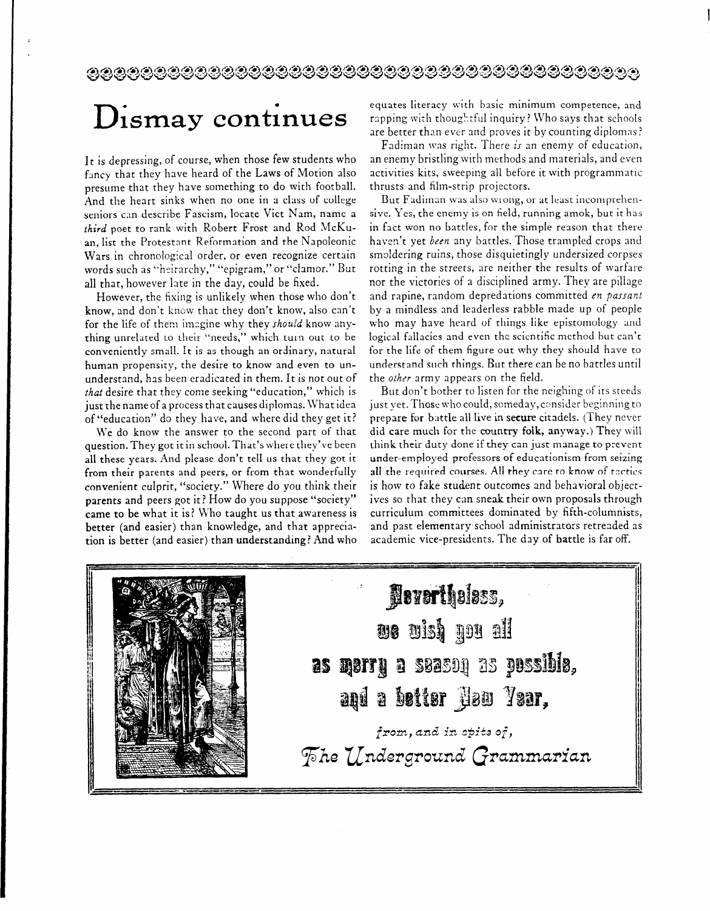# Dismay continues

It is depressing, of course, when those few students who fancy that they have heard of the Laws of Motion also presume that they have something to do with football. And the heart sinks when no one in a class of college seniors can describe Fascism, locate Viet Nam, name a *third* poet to rank with Robert Frost and Rod McKuan, list the Protestant Reformation and the Napoleonic Wars in chronological order, or even recognize certain words such as "heirarchy," "epigram," or "clamor." But all that, however late in the day, could be fixed.

However, the fixing is unlikely when those who don't know, and don't know that they don't know, also can't for the life of them imagine why they *should* know anything unrelated to their "needs," which turn out to be conveniently small. It is as though an ordinary, natural human propensity, the desire to know and even to ununderstand, has been eradicated in them. It is not out of *that* desire that they come seeking "education," which is just the name of a process that causes diplomas. What idea of "education" do they have, and where did they get it?

We do know the answer to the second part of that question. They got it in school. That's where they've been all these years. And please don't tell us that they got it from their parents and peers, or from that wonderfully convenient culprit, "society." Where do you think their parents and peers got it? How do you suppose "society" came to be what it is? Who taught us that awareness is better (and easier) than knowledge, and that appreciation is better (and easier) than understanding? And who equates literacy with basic minimum competence, and rapping with thoughtful inquiry? Who says that schools are better than ever and proves it by counting diplomas?

Fadiman was right. There *is* an enemy of education, an enemy bristling with methods and materials, and even activities kits, sweeping all before it with programmatic thrusts and film-strip projectors.

But Fadiman was also wrong, or at least incomprehensive. Yes, the enemy is on field, running amok, but it has in fact won no battles, for the simple reason that there haven't yet *been* any battles. Those trampled crops and smoldering ruins, those disquietingly undersized corpses rotting in the streets, are neither the results of warfare nor the victories of a disciplined army. They are pillage and rapine, random depredations committed *en passant* by a mindless and leaderless rabble made up of people who may have heard of things like epistomology and logical fallacies and even the scientific method but can't for the life of them figure out why they should have to understand such things. But there can be no battles until the *other* army appears on the field.

But don't bother to listen for the neighing of its steeds just yet. Those who could, someday, consider beginning to prepare for battle all live in secure citadels. (They never did care much for the country folk, anyway.) They will think their duty done if they can just manage to prevent under-employed professors of educationism from seizing all the required courses. All they care to know of tactics is how to fake student outcomes and behavioral objectives so that they can sneak their own proposals through curriculum committees dominated by fifth-columnists, and past elementary school administrators retreaded as academic vice-presidents. The day of battle is far off.

---

**Nevertheless,**
**we wish you all**
**as merry a season as possible,**
**and a better New Year,**

*from, and in spite of,*
*The Underground Grammarian*